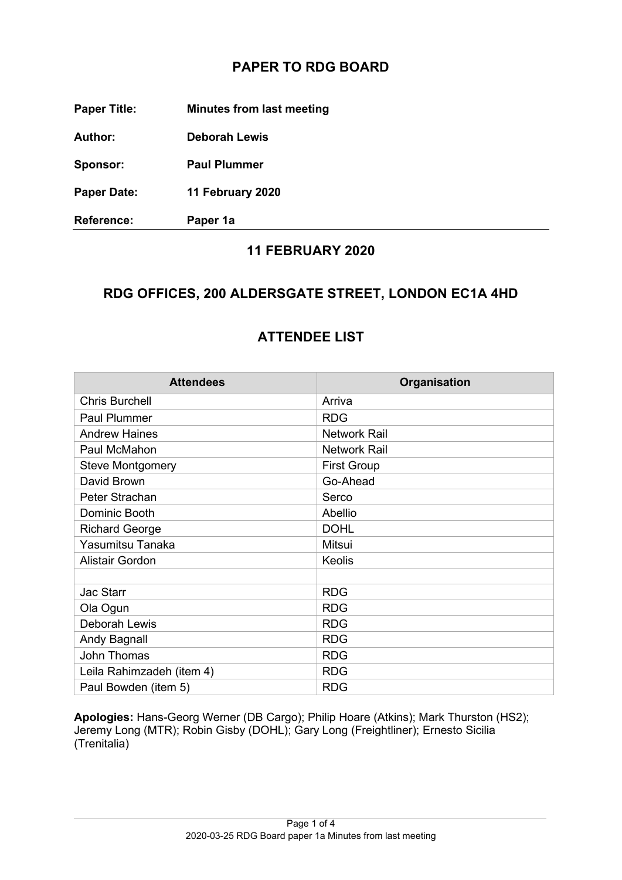## PAPER TO RDG BOARD

**Paper Title:** **Minutes from last meeting**

**Author:** **Deborah Lewis**

**Sponsor:** **Paul Plummer**

**Paper Date:** **11 February 2020**

**Reference:** **Paper 1a**

---

## 11 FEBRUARY 2020

## RDG OFFICES, 200 ALDERSGATE STREET, LONDON EC1A 4HD

## ATTENDEE LIST

| Attendees | Organisation |
|---|---|
| Chris Burchell | Arriva |
| Paul Plummer | RDG |
| Andrew Haines | Network Rail |
| Paul McMahon | Network Rail |
| Steve Montgomery | First Group |
| David Brown | Go-Ahead |
| Peter Strachan | Serco |
| Dominic Booth | Abellio |
| Richard George | DOHL |
| Yasumitsu Tanaka | Mitsui |
| Alistair Gordon | Keolis |
| | |
| Jac Starr | RDG |
| Ola Ogun | RDG |
| Deborah Lewis | RDG |
| Andy Bagnall | RDG |
| John Thomas | RDG |
| Leila Rahimzadeh (item 4) | RDG |
| Paul Bowden (item 5) | RDG |

**Apologies:** Hans-Georg Werner (DB Cargo); Philip Hoare (Atkins); Mark Thurston (HS2); Jeremy Long (MTR); Robin Gisby (DOHL); Gary Long (Freightliner); Ernesto Sicilia (Trenitalia)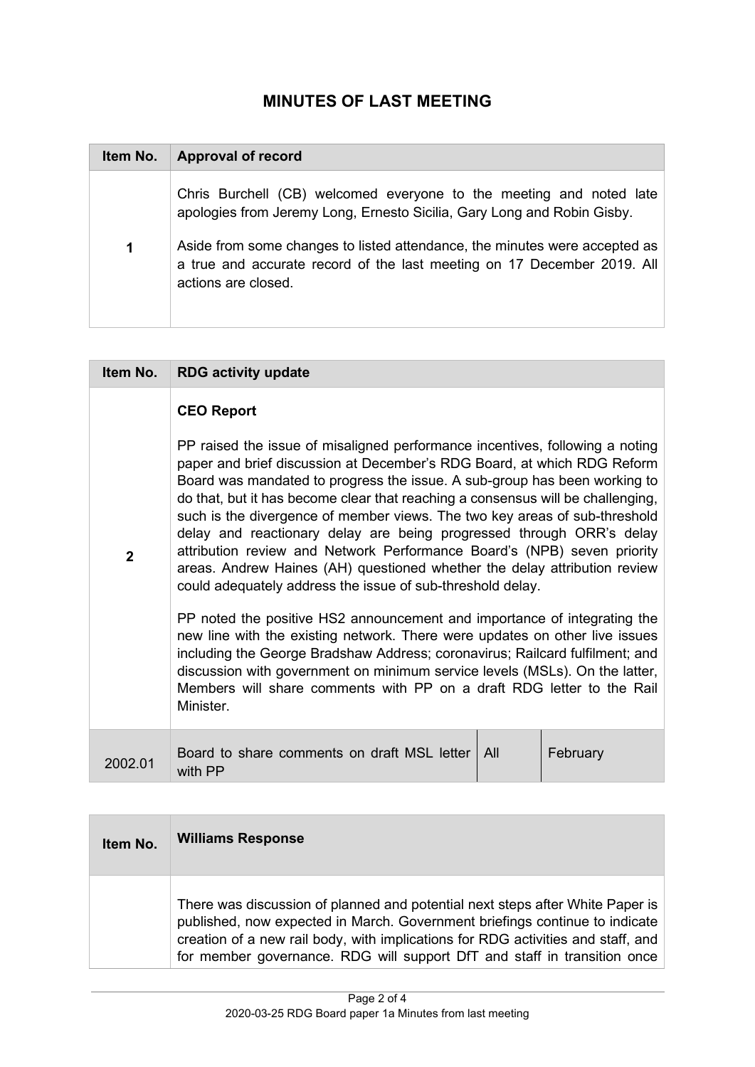## MINUTES OF LAST MEETING

| Item No. | Approval of record |
|---|---|
| 1 | Chris Burchell (CB) welcomed everyone to the meeting and noted late apologies from Jeremy Long, Ernesto Sicilia, Gary Long and Robin Gisby.<br><br>Aside from some changes to listed attendance, the minutes were accepted as a true and accurate record of the last meeting on 17 December 2019. All actions are closed. |

| Item No. | RDG activity update | | |
|---|---|---|---|
| 2 | **CEO Report**<br><br>PP raised the issue of misaligned performance incentives, following a noting paper and brief discussion at December's RDG Board, at which RDG Reform Board was mandated to progress the issue. A sub-group has been working to do that, but it has become clear that reaching a consensus will be challenging, such is the divergence of member views. The two key areas of sub-threshold delay and reactionary delay are being progressed through ORR's delay attribution review and Network Performance Board's (NPB) seven priority areas. Andrew Haines (AH) questioned whether the delay attribution review could adequately address the issue of sub-threshold delay.<br><br>PP noted the positive HS2 announcement and importance of integrating the new line with the existing network. There were updates on other live issues including the George Bradshaw Address; coronavirus; Railcard fulfilment; and discussion with government on minimum service levels (MSLs). On the latter, Members will share comments with PP on a draft RDG letter to the Rail Minister. | | |
| 2002.01 | Board to share comments on draft MSL letter with PP | All | February |

| Item No. | Williams Response |
|---|---|
| | There was discussion of planned and potential next steps after White Paper is published, now expected in March. Government briefings continue to indicate creation of a new rail body, with implications for RDG activities and staff, and for member governance. RDG will support DfT and staff in transition once |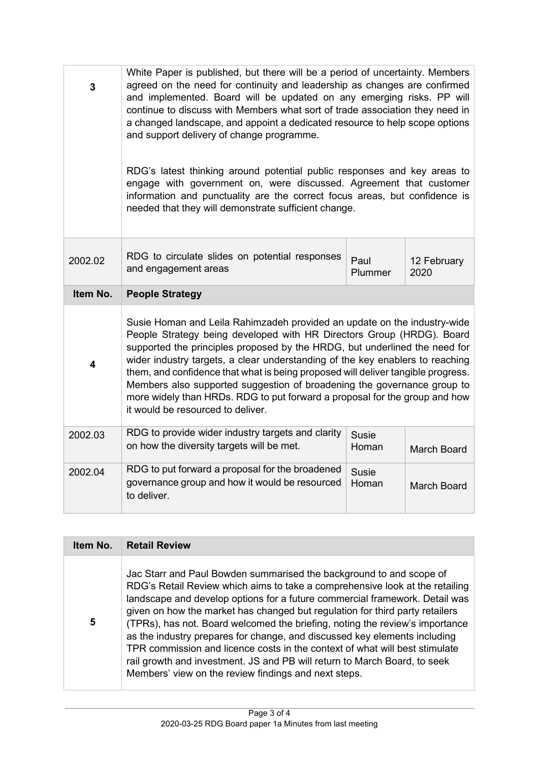| | | | |
|---|---|---|---|
| **3** | White Paper is published, but there will be a period of uncertainty. Members agreed on the need for continuity and leadership as changes are confirmed and implemented. Board will be updated on any emerging risks. PP will continue to discuss with Members what sort of trade association they need in a changed landscape, and appoint a dedicated resource to help scope options and support delivery of change programme.<br><br>RDG's latest thinking around potential public responses and key areas to engage with government on, were discussed. Agreement that customer information and punctuality are the correct focus areas, but confidence is needed that they will demonstrate sufficient change. | | |
| 2002.02 | RDG to circulate slides on potential responses and engagement areas | Paul Plummer | 12 February 2020 |
| **Item No.** | **People Strategy** | | |
| **4** | Susie Homan and Leila Rahimzadeh provided an update on the industry-wide People Strategy being developed with HR Directors Group (HRDG). Board supported the principles proposed by the HRDG, but underlined the need for wider industry targets, a clear understanding of the key enablers to reaching them, and confidence that what is being proposed will deliver tangible progress. Members also supported suggestion of broadening the governance group to more widely than HRDs. RDG to put forward a proposal for the group and how it would be resourced to deliver. | | |
| 2002.03 | RDG to provide wider industry targets and clarity on how the diversity targets will be met. | Susie Homan | March Board |
| 2002.04 | RDG to put forward a proposal for the broadened governance group and how it would be resourced to deliver. | Susie Homan | March Board |

| Item No. | Retail Review |
|---|---|
| **5** | Jac Starr and Paul Bowden summarised the background to and scope of RDG's Retail Review which aims to take a comprehensive look at the retailing landscape and develop options for a future commercial framework. Detail was given on how the market has changed but regulation for third party retailers (TPRs), has not. Board welcomed the briefing, noting the review's importance as the industry prepares for change, and discussed key elements including TPR commission and licence costs in the context of what will best stimulate rail growth and investment. JS and PB will return to March Board, to seek Members' view on the review findings and next steps. |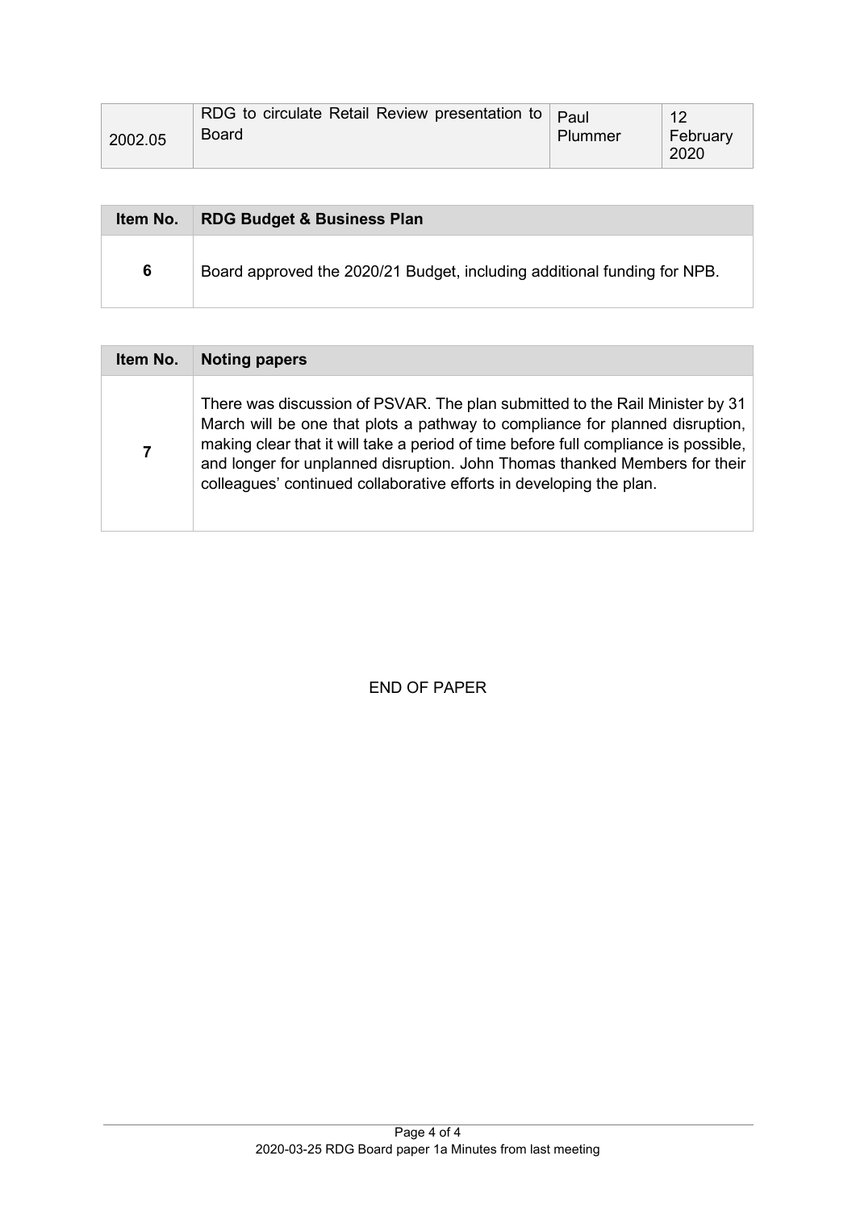| | | | |
|---|---|---|---|
| 2002.05 | RDG to circulate Retail Review presentation to Board | Paul Plummer | 12 February 2020 |

| Item No. | RDG Budget & Business Plan |
|---|---|
| 6 | Board approved the 2020/21 Budget, including additional funding for NPB. |

| Item No. | Noting papers |
|---|---|
| 7 | There was discussion of PSVAR. The plan submitted to the Rail Minister by 31 March will be one that plots a pathway to compliance for planned disruption, making clear that it will take a period of time before full compliance is possible, and longer for unplanned disruption. John Thomas thanked Members for their colleagues' continued collaborative efforts in developing the plan. |

END OF PAPER